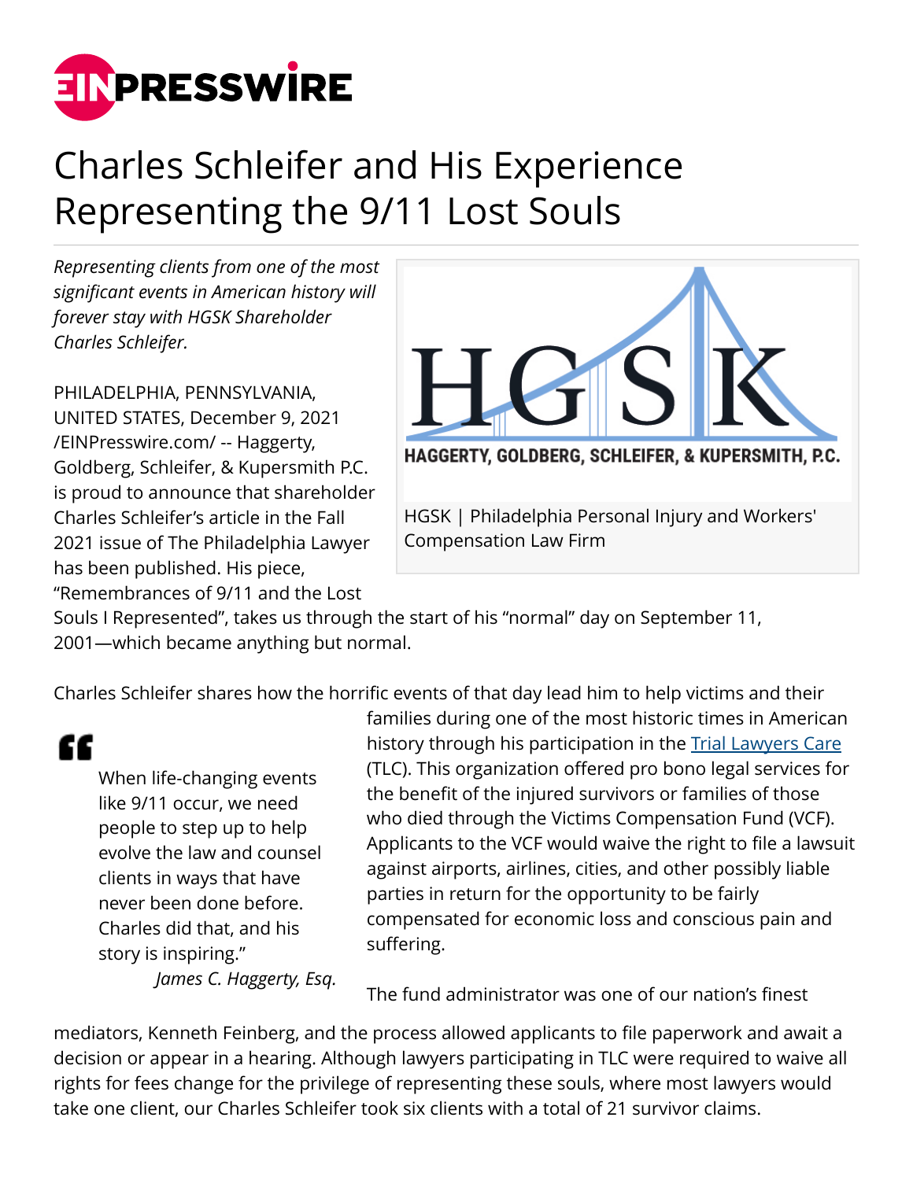# Charles Schleifer and His Experience Representing the 9/11 Lost Souls

*Representing clients from one of the most significant events in American history will forever stay with HGSK Shareholder Charles Schleifer.*

HGSK | Philadelphia Personal Injury and Workers' Compensation Law Firm

PHILADELPHIA, PENNSYLVANIA, UNITED STATES, December 9, 2021 /EINPresswire.com/ -- Haggerty, Goldberg, Schleifer, & Kupersmith P.C. is proud to announce that shareholder Charles Schleifer's article in the Fall 2021 issue of The Philadelphia Lawyer has been published. His piece, "Remembrances of 9/11 and the Lost Souls I Represented", takes us through the start of his "normal" day on September 11, 2001—which became anything but normal.

> When life-changing events like 9/11 occur, we need people to step up to help evolve the law and counsel clients in ways that have never been done before. Charles did that, and his story is inspiring."
>
> *James C. Haggerty, Esq.*

Charles Schleifer shares how the horrific events of that day lead him to help victims and their families during one of the most historic times in American history through his participation in the Trial Lawyers Care (TLC). This organization offered pro bono legal services for the benefit of the injured survivors or families of those who died through the Victims Compensation Fund (VCF). Applicants to the VCF would waive the right to file a lawsuit against airports, airlines, cities, and other possibly liable parties in return for the opportunity to be fairly compensated for economic loss and conscious pain and suffering.

The fund administrator was one of our nation's finest mediators, Kenneth Feinberg, and the process allowed applicants to file paperwork and await a decision or appear in a hearing. Although lawyers participating in TLC were required to waive all rights for fees change for the privilege of representing these souls, where most lawyers would take one client, our Charles Schleifer took six clients with a total of 21 survivor claims.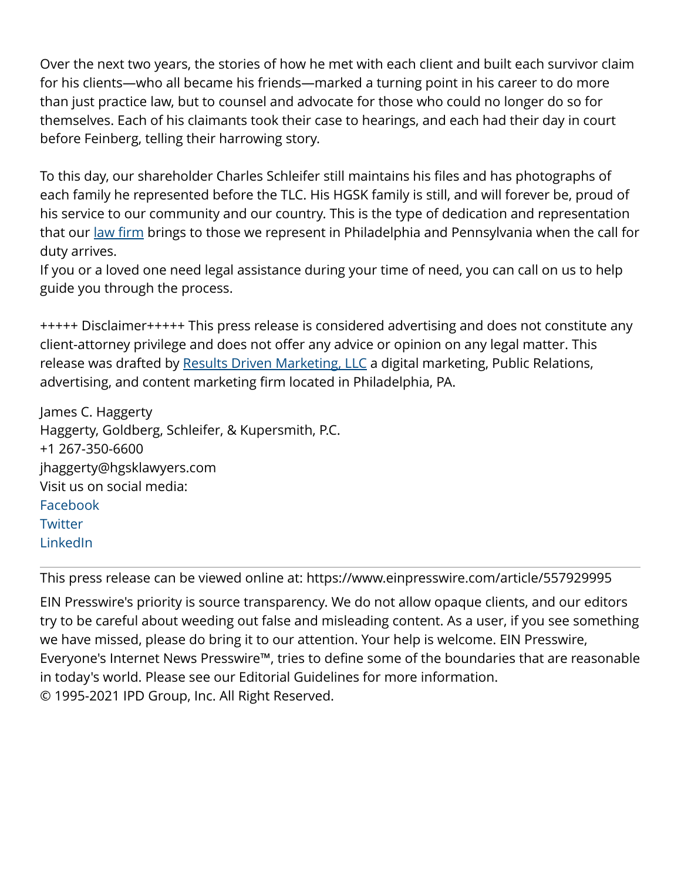Over the next two years, the stories of how he met with each client and built each survivor claim for his clients—who all became his friends—marked a turning point in his career to do more than just practice law, but to counsel and advocate for those who could no longer do so for themselves. Each of his claimants took their case to hearings, and each had their day in court before Feinberg, telling their harrowing story.

To this day, our shareholder Charles Schleifer still maintains his files and has photographs of each family he represented before the TLC. His HGSK family is still, and will forever be, proud of his service to our community and our country. This is the type of dedication and representation that our law firm brings to those we represent in Philadelphia and Pennsylvania when the call for duty arrives.
If you or a loved one need legal assistance during your time of need, you can call on us to help guide you through the process.

+++++ Disclaimer+++++ This press release is considered advertising and does not constitute any client-attorney privilege and does not offer any advice or opinion on any legal matter. This release was drafted by Results Driven Marketing, LLC a digital marketing, Public Relations, advertising, and content marketing firm located in Philadelphia, PA.

James C. Haggerty
Haggerty, Goldberg, Schleifer, & Kupersmith, P.C.
+1 267-350-6600
jhaggerty@hgsklawyers.com
Visit us on social media:
Facebook
Twitter
LinkedIn

---

This press release can be viewed online at: https://www.einpresswire.com/article/557929995

EIN Presswire's priority is source transparency. We do not allow opaque clients, and our editors try to be careful about weeding out false and misleading content. As a user, if you see something we have missed, please do bring it to our attention. Your help is welcome. EIN Presswire, Everyone's Internet News Presswire™, tries to define some of the boundaries that are reasonable in today's world. Please see our Editorial Guidelines for more information.
© 1995-2021 IPD Group, Inc. All Right Reserved.